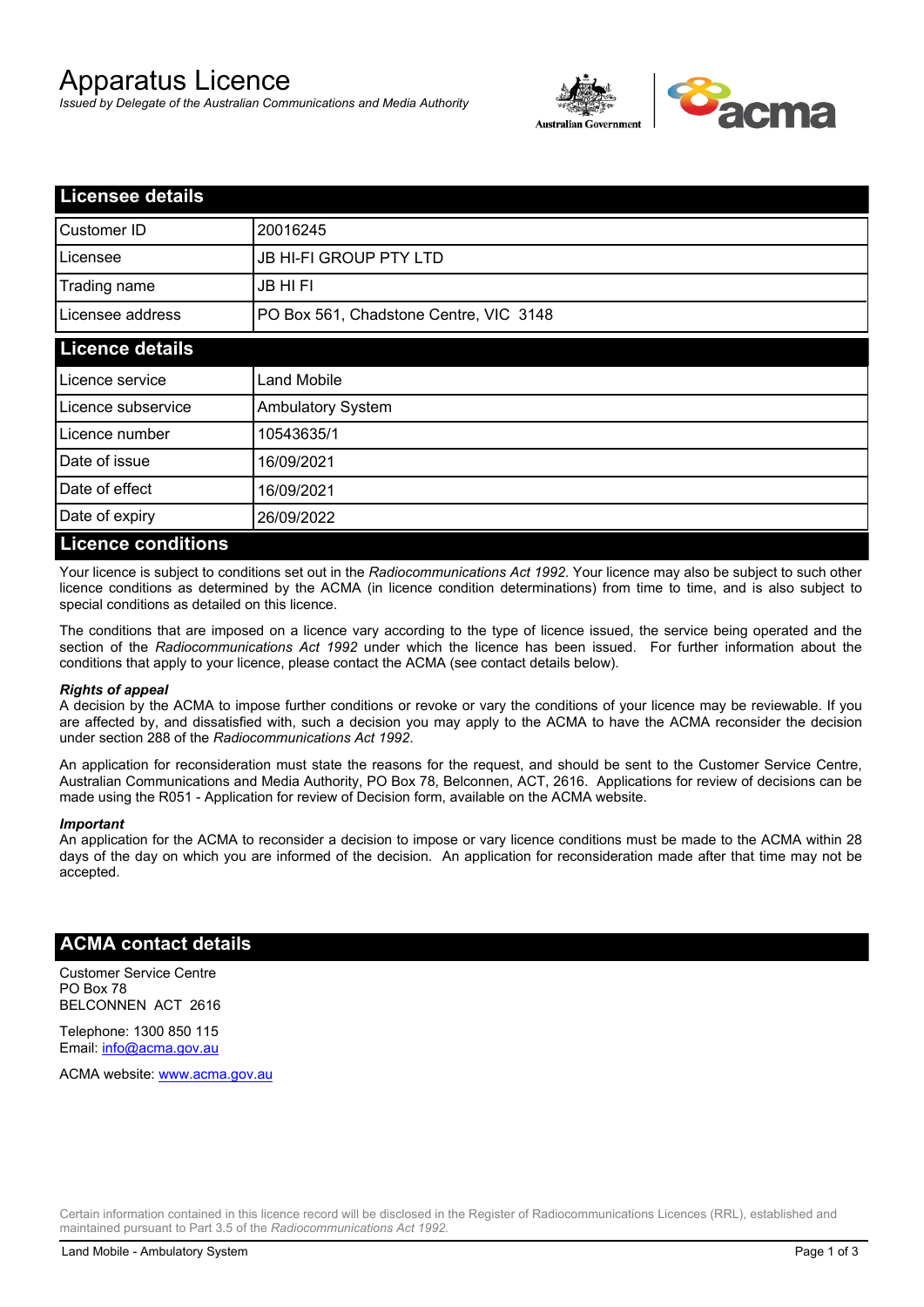# Apparatus Licence

*Issued by Delegate of the Australian Communications and Media Authority*

## Licensee details

| | |
|---|---|
| Customer ID | 20016245 |
| Licensee | JB HI-FI GROUP PTY LTD |
| Trading name | JB HI FI |
| Licensee address | PO Box 561, Chadstone Centre, VIC 3148 |

## Licence details

| | |
|---|---|
| Licence service | Land Mobile |
| Licence subservice | Ambulatory System |
| Licence number | 10543635/1 |
| Date of issue | 16/09/2021 |
| Date of effect | 16/09/2021 |
| Date of expiry | 26/09/2022 |

## Licence conditions

Your licence is subject to conditions set out in the *Radiocommunications Act 1992*. Your licence may also be subject to such other licence conditions as determined by the ACMA (in licence condition determinations) from time to time, and is also subject to special conditions as detailed on this licence.

The conditions that are imposed on a licence vary according to the type of licence issued, the service being operated and the section of the *Radiocommunications Act 1992* under which the licence has been issued. For further information about the conditions that apply to your licence, please contact the ACMA (see contact details below).

***Rights of appeal***

A decision by the ACMA to impose further conditions or revoke or vary the conditions of your licence may be reviewable. If you are affected by, and dissatisfied with, such a decision you may apply to the ACMA to have the ACMA reconsider the decision under section 288 of the *Radiocommunications Act 1992*.

An application for reconsideration must state the reasons for the request, and should be sent to the Customer Service Centre, Australian Communications and Media Authority, PO Box 78, Belconnen, ACT, 2616. Applications for review of decisions can be made using the R051 - Application for review of Decision form, available on the ACMA website.

***Important***

An application for the ACMA to reconsider a decision to impose or vary licence conditions must be made to the ACMA within 28 days of the day on which you are informed of the decision. An application for reconsideration made after that time may not be accepted.

## ACMA contact details

Customer Service Centre
PO Box 78
BELCONNEN ACT 2616

Telephone: 1300 850 115
Email: info@acma.gov.au

ACMA website: www.acma.gov.au

Certain information contained in this licence record will be disclosed in the Register of Radiocommunications Licences (RRL), established and maintained pursuant to Part 3.5 of the *Radiocommunications Act 1992.*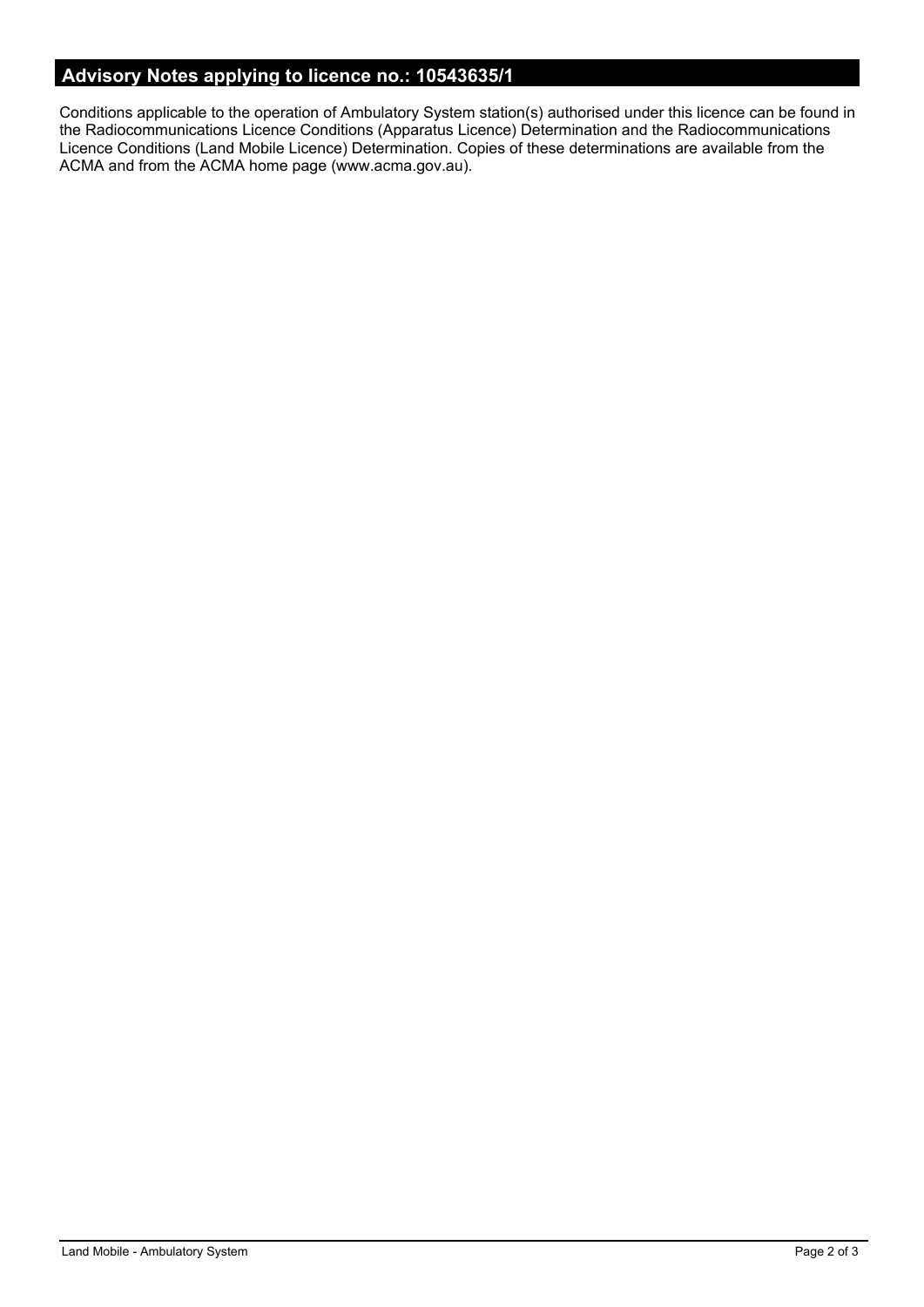## Advisory Notes applying to licence no.: 10543635/1

Conditions applicable to the operation of Ambulatory System station(s) authorised under this licence can be found in the Radiocommunications Licence Conditions (Apparatus Licence) Determination and the Radiocommunications Licence Conditions (Land Mobile Licence) Determination. Copies of these determinations are available from the ACMA and from the ACMA home page (www.acma.gov.au).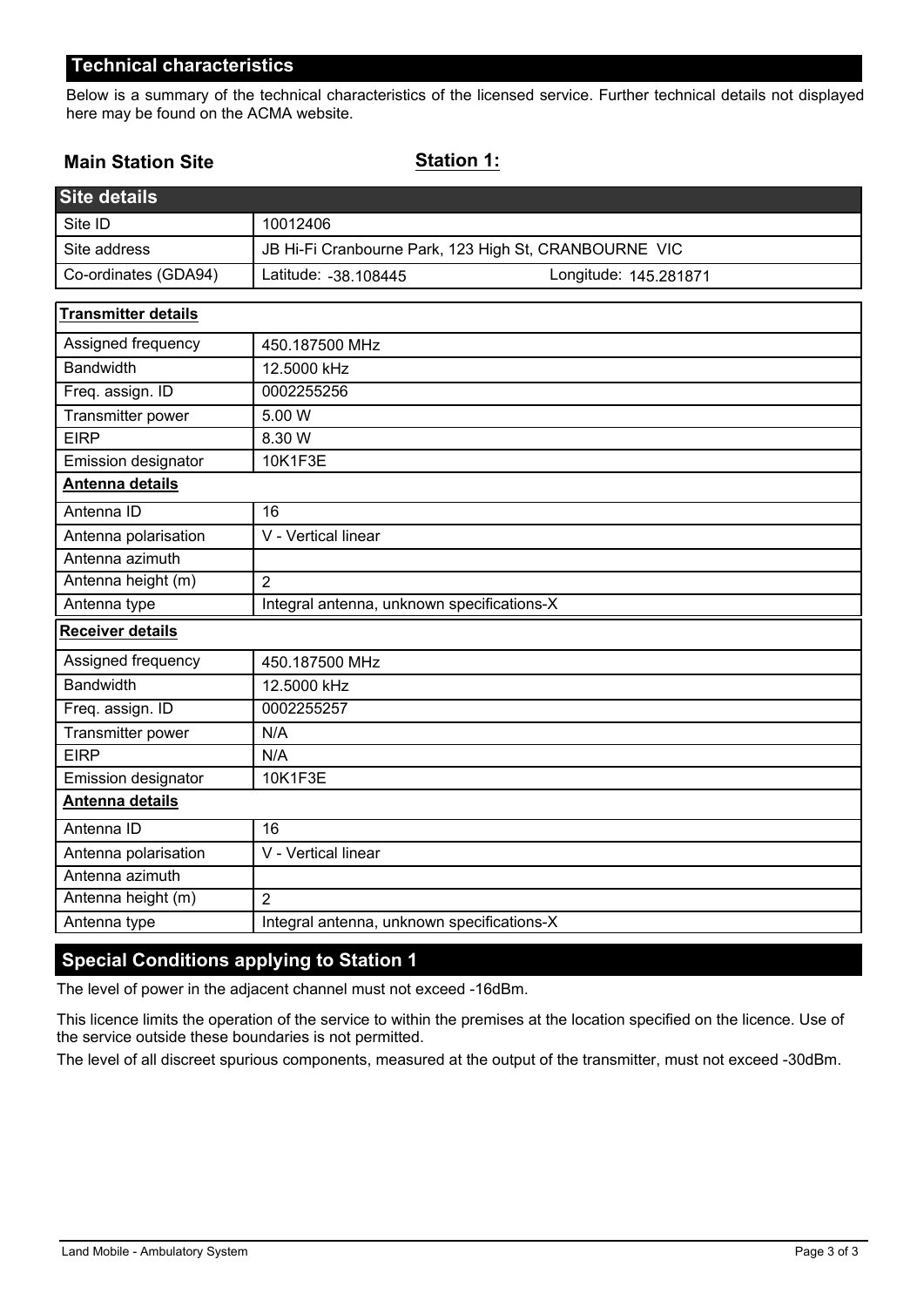## Technical characteristics

Below is a summary of the technical characteristics of the licensed service. Further technical details not displayed here may be found on the ACMA website.

**Main Station Site** **Station 1:**

| Site details | |
|---|---|
| Site ID | 10012406 |
| Site address | JB Hi-Fi Cranbourne Park, 123 High St, CRANBOURNE VIC |
| Co-ordinates (GDA94) | Latitude: -38.108445 Longitude: 145.281871 |

| **Transmitter details** | |
|---|---|
| Assigned frequency | 450.187500 MHz |
| Bandwidth | 12.5000 kHz |
| Freq. assign. ID | 0002255256 |
| Transmitter power | 5.00 W |
| EIRP | 8.30 W |
| Emission designator | 10K1F3E |
| **Antenna details** | |
| Antenna ID | 16 |
| Antenna polarisation | V - Vertical linear |
| Antenna azimuth | |
| Antenna height (m) | 2 |
| Antenna type | Integral antenna, unknown specifications-X |
| **Receiver details** | |
| Assigned frequency | 450.187500 MHz |
| Bandwidth | 12.5000 kHz |
| Freq. assign. ID | 0002255257 |
| Transmitter power | N/A |
| EIRP | N/A |
| Emission designator | 10K1F3E |
| **Antenna details** | |
| Antenna ID | 16 |
| Antenna polarisation | V - Vertical linear |
| Antenna azimuth | |
| Antenna height (m) | 2 |
| Antenna type | Integral antenna, unknown specifications-X |

## Special Conditions applying to Station 1

The level of power in the adjacent channel must not exceed -16dBm.

This licence limits the operation of the service to within the premises at the location specified on the licence. Use of the service outside these boundaries is not permitted.

The level of all discreet spurious components, measured at the output of the transmitter, must not exceed -30dBm.